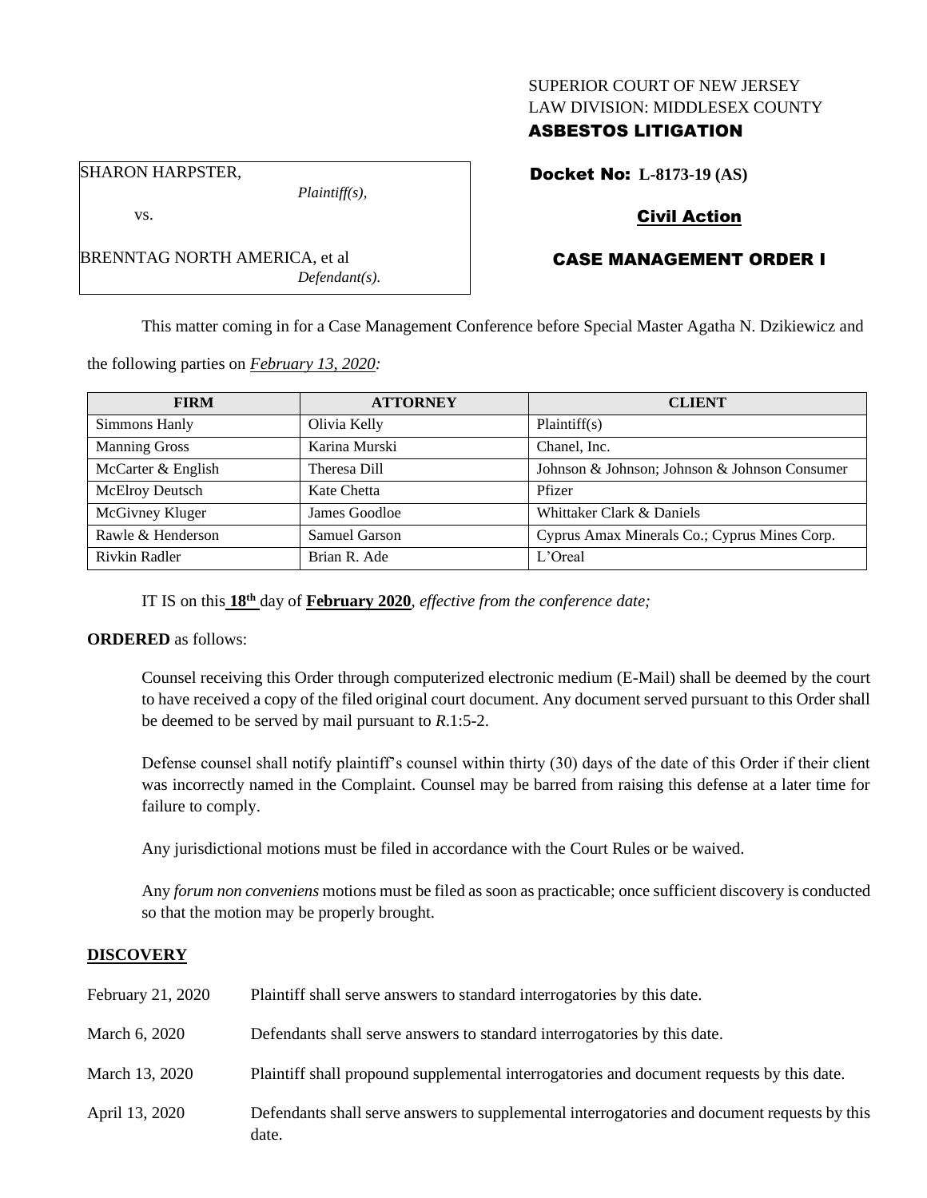SUPERIOR COURT OF NEW JERSEY
LAW DIVISION: MIDDLESEX COUNTY
**ASBESTOS LITIGATION**

SHARON HARPSTER,
*Plaintiff(s),*

vs.

BRENNTAG NORTH AMERICA, et al
*Defendant(s).*

**Docket No: L-8173-19 (AS)**

**Civil Action**

**CASE MANAGEMENT ORDER I**

This matter coming in for a Case Management Conference before Special Master Agatha N. Dzikiewicz and the following parties on *February 13, 2020:*

| FIRM | ATTORNEY | CLIENT |
|---|---|---|
| Simmons Hanly | Olivia Kelly | Plaintiff(s) |
| Manning Gross | Karina Murski | Chanel, Inc. |
| McCarter & English | Theresa Dill | Johnson & Johnson; Johnson & Johnson Consumer |
| McElroy Deutsch | Kate Chetta | Pfizer |
| McGivney Kluger | James Goodloe | Whittaker Clark & Daniels |
| Rawle & Henderson | Samuel Garson | Cyprus Amax Minerals Co.; Cyprus Mines Corp. |
| Rivkin Radler | Brian R. Ade | L'Oreal |

IT IS on this **18th** day of **February 2020**, *effective from the conference date;*

**ORDERED** as follows:

Counsel receiving this Order through computerized electronic medium (E-Mail) shall be deemed by the court to have received a copy of the filed original court document. Any document served pursuant to this Order shall be deemed to be served by mail pursuant to *R*.1:5-2.

Defense counsel shall notify plaintiff's counsel within thirty (30) days of the date of this Order if their client was incorrectly named in the Complaint. Counsel may be barred from raising this defense at a later time for failure to comply.

Any jurisdictional motions must be filed in accordance with the Court Rules or be waived.

Any *forum non conveniens* motions must be filed as soon as practicable; once sufficient discovery is conducted so that the motion may be properly brought.

## DISCOVERY

| | |
|---|---|
| February 21, 2020 | Plaintiff shall serve answers to standard interrogatories by this date. |
| March 6, 2020 | Defendants shall serve answers to standard interrogatories by this date. |
| March 13, 2020 | Plaintiff shall propound supplemental interrogatories and document requests by this date. |
| April 13, 2020 | Defendants shall serve answers to supplemental interrogatories and document requests by this date. |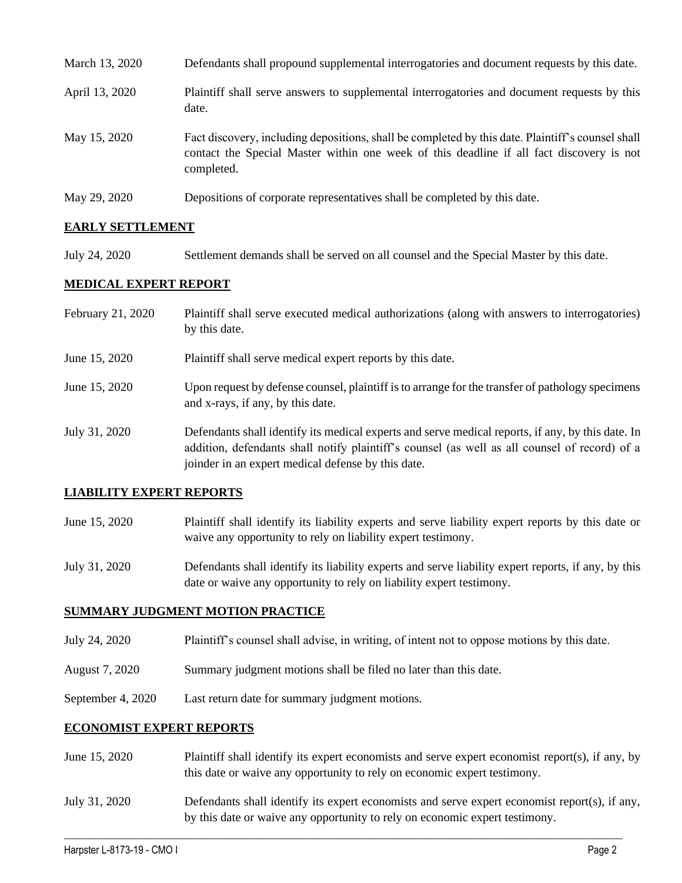| | |
|---|---|
| March 13, 2020 | Defendants shall propound supplemental interrogatories and document requests by this date. |
| April 13, 2020 | Plaintiff shall serve answers to supplemental interrogatories and document requests by this date. |
| May 15, 2020 | Fact discovery, including depositions, shall be completed by this date. Plaintiff's counsel shall contact the Special Master within one week of this deadline if all fact discovery is not completed. |
| May 29, 2020 | Depositions of corporate representatives shall be completed by this date. |

## EARLY SETTLEMENT

| | |
|---|---|
| July 24, 2020 | Settlement demands shall be served on all counsel and the Special Master by this date. |

## MEDICAL EXPERT REPORT

| | |
|---|---|
| February 21, 2020 | Plaintiff shall serve executed medical authorizations (along with answers to interrogatories) by this date. |
| June 15, 2020 | Plaintiff shall serve medical expert reports by this date. |
| June 15, 2020 | Upon request by defense counsel, plaintiff is to arrange for the transfer of pathology specimens and x-rays, if any, by this date. |
| July 31, 2020 | Defendants shall identify its medical experts and serve medical reports, if any, by this date. In addition, defendants shall notify plaintiff's counsel (as well as all counsel of record) of a joinder in an expert medical defense by this date. |

## LIABILITY EXPERT REPORTS

| | |
|---|---|
| June 15, 2020 | Plaintiff shall identify its liability experts and serve liability expert reports by this date or waive any opportunity to rely on liability expert testimony. |
| July 31, 2020 | Defendants shall identify its liability experts and serve liability expert reports, if any, by this date or waive any opportunity to rely on liability expert testimony. |

## SUMMARY JUDGMENT MOTION PRACTICE

| | |
|---|---|
| July 24, 2020 | Plaintiff's counsel shall advise, in writing, of intent not to oppose motions by this date. |
| August 7, 2020 | Summary judgment motions shall be filed no later than this date. |
| September 4, 2020 | Last return date for summary judgment motions. |

## ECONOMIST EXPERT REPORTS

| | |
|---|---|
| June 15, 2020 | Plaintiff shall identify its expert economists and serve expert economist report(s), if any, by this date or waive any opportunity to rely on economic expert testimony. |
| July 31, 2020 | Defendants shall identify its expert economists and serve expert economist report(s), if any, by this date or waive any opportunity to rely on economic expert testimony. |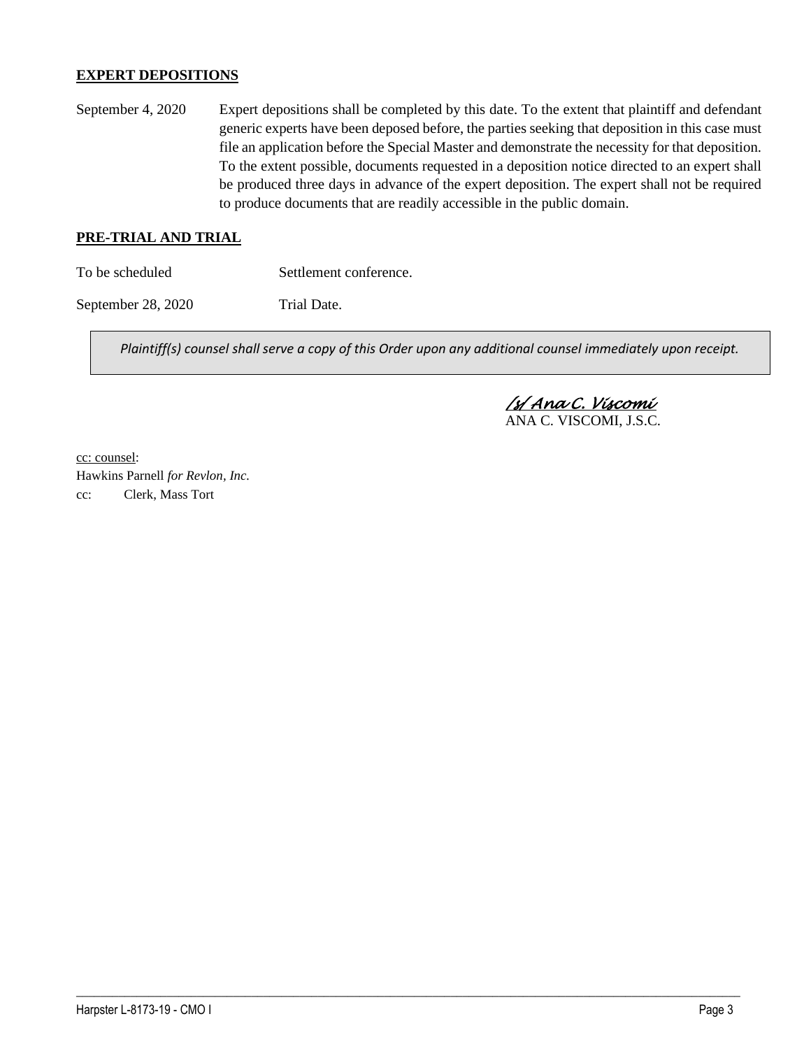**EXPERT DEPOSITIONS**

| | |
|---|---|
| September 4, 2020 | Expert depositions shall be completed by this date. To the extent that plaintiff and defendant generic experts have been deposed before, the parties seeking that deposition in this case must file an application before the Special Master and demonstrate the necessity for that deposition. To the extent possible, documents requested in a deposition notice directed to an expert shall be produced three days in advance of the expert deposition. The expert shall not be required to produce documents that are readily accessible in the public domain. |

**PRE-TRIAL AND TRIAL**

| | |
|---|---|
| To be scheduled | Settlement conference. |
| September 28, 2020 | Trial Date. |

*Plaintiff(s) counsel shall serve a copy of this Order upon any additional counsel immediately upon receipt.*

*/s/ Ana C. Viscomi*
ANA C. VISCOMI, J.S.C.

cc: counsel:
Hawkins Parnell *for Revlon, Inc.*
cc: Clerk, Mass Tort